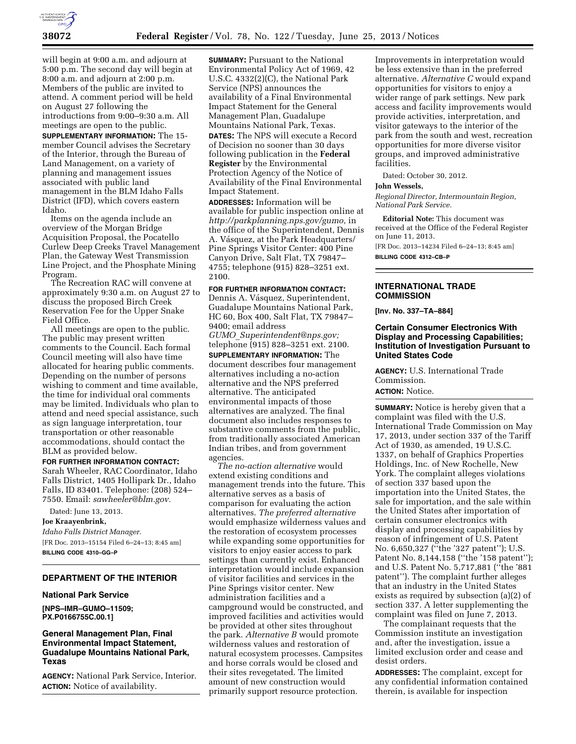will begin at 9:00 a.m. and adjourn at 5:00 p.m. The second day will begin at 8:00 a.m. and adjourn at 2:00 p.m. Members of the public are invited to attend. A comment period will be held on August 27 following the introductions from 9:00–9:30 a.m. All meetings are open to the public.

**SUPPLEMENTARY INFORMATION:** The 15-member Council advises the Secretary of the Interior, through the Bureau of Land Management, on a variety of planning and management issues associated with public land management in the BLM Idaho Falls District (IFD), which covers eastern Idaho.

Items on the agenda include an overview of the Morgan Bridge Acquisition Proposal, the Pocatello Curlew Deep Creeks Travel Management Plan, the Gateway West Transmission Line Project, and the Phosphate Mining Program.

The Recreation RAC will convene at approximately 9:30 a.m. on August 27 to discuss the proposed Birch Creek Reservation Fee for the Upper Snake Field Office.

All meetings are open to the public. The public may present written comments to the Council. Each formal Council meeting will also have time allocated for hearing public comments. Depending on the number of persons wishing to comment and time available, the time for individual oral comments may be limited. Individuals who plan to attend and need special assistance, such as sign language interpretation, tour transportation or other reasonable accommodations, should contact the BLM as provided below.

**FOR FURTHER INFORMATION CONTACT:** Sarah Wheeler, RAC Coordinator, Idaho Falls District, 1405 Hollipark Dr., Idaho Falls, ID 83401. Telephone: (208) 524–7550. Email: *sawheeler@blm.gov.*

Dated: June 13, 2013.

**Joe Kraayenbrink,**

*Idaho Falls District Manager.*

[FR Doc. 2013–15154 Filed 6–24–13; 8:45 am]

**BILLING CODE 4310–GG–P**

---

## DEPARTMENT OF THE INTERIOR

### National Park Service

**[NPS–IMR–GUMO–11509; PX.P0166755C.00.1]**

### General Management Plan, Final Environmental Impact Statement, Guadalupe Mountains National Park, Texas

**AGENCY:** National Park Service, Interior.

**ACTION:** Notice of availability.

**SUMMARY:** Pursuant to the National Environmental Policy Act of 1969, 42 U.S.C. 4332(2)(C), the National Park Service (NPS) announces the availability of a Final Environmental Impact Statement for the General Management Plan, Guadalupe Mountains National Park, Texas.

**DATES:** The NPS will execute a Record of Decision no sooner than 30 days following publication in the **Federal Register** by the Environmental Protection Agency of the Notice of Availability of the Final Environmental Impact Statement.

**ADDRESSES:** Information will be available for public inspection online at *http://parkplanning.nps.gov/gumo,* in the office of the Superintendent, Dennis A. Vásquez, at the Park Headquarters/Pine Springs Visitor Center: 400 Pine Canyon Drive, Salt Flat, TX 79847–4755; telephone (915) 828–3251 ext. 2100.

**FOR FURTHER INFORMATION CONTACT:** Dennis A. Vásquez, Superintendent, Guadalupe Mountains National Park, HC 60, Box 400, Salt Flat, TX 79847–9400; email address *GUMO_Superintendent@nps.gov;* telephone (915) 828–3251 ext. 2100.

**SUPPLEMENTARY INFORMATION:** The document describes four management alternatives including a no-action alternative and the NPS preferred alternative. The anticipated environmental impacts of those alternatives are analyzed. The final document also includes responses to substantive comments from the public, from traditionally associated American Indian tribes, and from government agencies.

*The no-action alternative* would extend existing conditions and management trends into the future. This alternative serves as a basis of comparison for evaluating the action alternatives. *The preferred alternative* would emphasize wilderness values and the restoration of ecosystem processes while expanding some opportunities for visitors to enjoy easier access to park settings than currently exist. Enhanced interpretation would include expansion of visitor facilities and services in the Pine Springs visitor center. New administration facilities and a campground would be constructed, and improved facilities and activities would be provided at other sites throughout the park. *Alternative B* would promote wilderness values and restoration of natural ecosystem processes. Campsites and horse corrals would be closed and their sites revegetated. The limited amount of new construction would primarily support resource protection. Improvements in interpretation would be less extensive than in the preferred alternative. *Alternative C* would expand opportunities for visitors to enjoy a wider range of park settings. New park access and facility improvements would provide activities, interpretation, and visitor gateways to the interior of the park from the south and west, recreation opportunities for more diverse visitor groups, and improved administrative facilities.

Dated: October 30, 2012.

**John Wessels,**

*Regional Director, Intermountain Region, National Park Service.*

**Editorial Note:** This document was received at the Office of the Federal Register on June 11, 2013.

[FR Doc. 2013–14234 Filed 6–24–13; 8:45 am]

**BILLING CODE 4312–CB–P**

---

## INTERNATIONAL TRADE COMMISSION

**[Inv. No. 337–TA–884]**

### Certain Consumer Electronics With Display and Processing Capabilities; Institution of Investigation Pursuant to United States Code

**AGENCY:** U.S. International Trade Commission.

**ACTION:** Notice.

**SUMMARY:** Notice is hereby given that a complaint was filed with the U.S. International Trade Commission on May 17, 2013, under section 337 of the Tariff Act of 1930, as amended, 19 U.S.C. 1337, on behalf of Graphics Properties Holdings, Inc. of New Rochelle, New York. The complaint alleges violations of section 337 based upon the importation into the United States, the sale for importation, and the sale within the United States after importation of certain consumer electronics with display and processing capabilities by reason of infringement of U.S. Patent No. 6,650,327 ("the '327 patent"); U.S. Patent No. 8,144,158 ("the '158 patent"); and U.S. Patent No. 5,717,881 ("the '881 patent"). The complaint further alleges that an industry in the United States exists as required by subsection (a)(2) of section 337. A letter supplementing the complaint was filed on June 7, 2013.

The complainant requests that the Commission institute an investigation and, after the investigation, issue a limited exclusion order and cease and desist orders.

**ADDRESSES:** The complaint, except for any confidential information contained therein, is available for inspection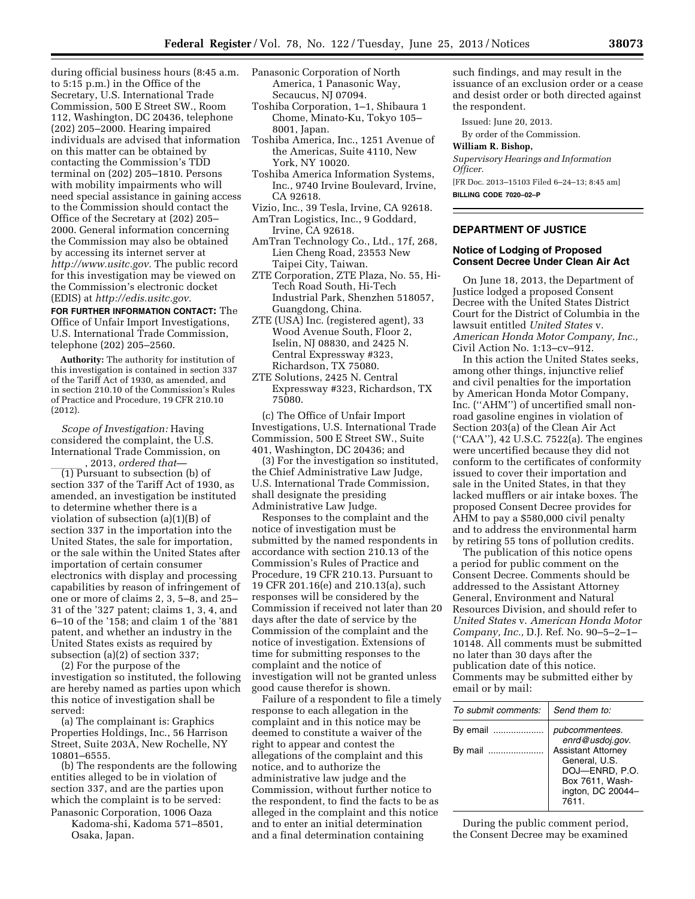during official business hours (8:45 a.m. to 5:15 p.m.) in the Office of the Secretary, U.S. International Trade Commission, 500 E Street SW., Room 112, Washington, DC 20436, telephone (202) 205–2000. Hearing impaired individuals are advised that information on this matter can be obtained by contacting the Commission's TDD terminal on (202) 205–1810. Persons with mobility impairments who will need special assistance in gaining access to the Commission should contact the Office of the Secretary at (202) 205–2000. General information concerning the Commission may also be obtained by accessing its internet server at *http://www.usitc.gov.* The public record for this investigation may be viewed on the Commission's electronic docket (EDIS) at *http://edis.usitc.gov.*

**FOR FURTHER INFORMATION CONTACT:** The Office of Unfair Import Investigations, U.S. International Trade Commission, telephone (202) 205–2560.

**Authority:** The authority for institution of this investigation is contained in section 337 of the Tariff Act of 1930, as amended, and in section 210.10 of the Commission's Rules of Practice and Procedure, 19 CFR 210.10 (2012).

*Scope of Investigation:* Having considered the complaint, the U.S. International Trade Commission, on ______, 2013, *ordered that*—

(1) Pursuant to subsection (b) of section 337 of the Tariff Act of 1930, as amended, an investigation be instituted to determine whether there is a violation of subsection (a)(1)(B) of section 337 in the importation into the United States, the sale for importation, or the sale within the United States after importation of certain consumer electronics with display and processing capabilities by reason of infringement of one or more of claims 2, 3, 5–8, and 25–31 of the '327 patent; claims 1, 3, 4, and 6–10 of the '158; and claim 1 of the '881 patent, and whether an industry in the United States exists as required by subsection (a)(2) of section 337;

(2) For the purpose of the investigation so instituted, the following are hereby named as parties upon which this notice of investigation shall be served:

(a) The complainant is: Graphics Properties Holdings, Inc., 56 Harrison Street, Suite 203A, New Rochelle, NY 10801–6555.

(b) The respondents are the following entities alleged to be in violation of section 337, and are the parties upon which the complaint is to be served:

Panasonic Corporation, 1006 Oaza Kadoma-shi, Kadoma 571–8501, Osaka, Japan.

Panasonic Corporation of North America, 1 Panasonic Way, Secaucus, NJ 07094.

Toshiba Corporation, 1–1, Shibaura 1 Chome, Minato-Ku, Tokyo 105–8001, Japan.

Toshiba America, Inc., 1251 Avenue of the Americas, Suite 4110, New York, NY 10020.

Toshiba America Information Systems, Inc., 9740 Irvine Boulevard, Irvine, CA 92618.

Vizio, Inc., 39 Tesla, Irvine, CA 92618.

AmTran Logistics, Inc., 9 Goddard, Irvine, CA 92618.

AmTran Technology Co., Ltd., 17f, 268, Lien Cheng Road, 23553 New Taipei City, Taiwan.

ZTE Corporation, ZTE Plaza, No. 55, Hi-Tech Road South, Hi-Tech Industrial Park, Shenzhen 518057, Guangdong, China.

ZTE (USA) Inc. (registered agent), 33 Wood Avenue South, Floor 2, Iselin, NJ 08830, and 2425 N. Central Expressway #323, Richardson, TX 75080.

ZTE Solutions, 2425 N. Central Expressway #323, Richardson, TX 75080.

(c) The Office of Unfair Import Investigations, U.S. International Trade Commission, 500 E Street SW., Suite 401, Washington, DC 20436; and

(3) For the investigation so instituted, the Chief Administrative Law Judge, U.S. International Trade Commission, shall designate the presiding Administrative Law Judge.

Responses to the complaint and the notice of investigation must be submitted by the named respondents in accordance with section 210.13 of the Commission's Rules of Practice and Procedure, 19 CFR 210.13. Pursuant to 19 CFR 201.16(e) and 210.13(a), such responses will be considered by the Commission if received not later than 20 days after the date of service by the Commission of the complaint and the notice of investigation. Extensions of time for submitting responses to the complaint and the notice of investigation will not be granted unless good cause therefor is shown.

Failure of a respondent to file a timely response to each allegation in the complaint and in this notice may be deemed to constitute a waiver of the right to appear and contest the allegations of the complaint and this notice, and to authorize the administrative law judge and the Commission, without further notice to the respondent, to find the facts to be as alleged in the complaint and this notice and to enter an initial determination and a final determination containing such findings, and may result in the issuance of an exclusion order or a cease and desist order or both directed against the respondent.

Issued: June 20, 2013.

By order of the Commission.

**William R. Bishop,**

*Supervisory Hearings and Information Officer.*

[FR Doc. 2013–15103 Filed 6–24–13; 8:45 am]

**BILLING CODE 7020–02–P**

## DEPARTMENT OF JUSTICE

### Notice of Lodging of Proposed Consent Decree Under Clean Air Act

On June 18, 2013, the Department of Justice lodged a proposed Consent Decree with the United States District Court for the District of Columbia in the lawsuit entitled *United States* v. *American Honda Motor Company, Inc.,* Civil Action No. 1:13–cv–912.

In this action the United States seeks, among other things, injunctive relief and civil penalties for the importation by American Honda Motor Company, Inc. (''AHM'') of uncertified small non-road gasoline engines in violation of Section 203(a) of the Clean Air Act (''CAA''), 42 U.S.C. 7522(a). The engines were uncertified because they did not conform to the certificates of conformity issued to cover their importation and sale in the United States, in that they lacked mufflers or air intake boxes. The proposed Consent Decree provides for AHM to pay a $580,000 civil penalty and to address the environmental harm by retiring 55 tons of pollution credits.

The publication of this notice opens a period for public comment on the Consent Decree. Comments should be addressed to the Assistant Attorney General, Environment and Natural Resources Division, and should refer to *United States* v. *American Honda Motor Company, Inc.,* D.J. Ref. No. 90–5–2–1–10148. All comments must be submitted no later than 30 days after the publication date of this notice. Comments may be submitted either by email or by mail:

| *To submit comments:* | *Send them to:* |
|---|---|
| By email .................... | *pubcommentees.enrd@usdoj.gov.* |
| By mail ...................... | Assistant Attorney General, U.S. DOJ—ENRD, P.O. Box 7611, Washington, DC 20044–7611. |

During the public comment period, the Consent Decree may be examined